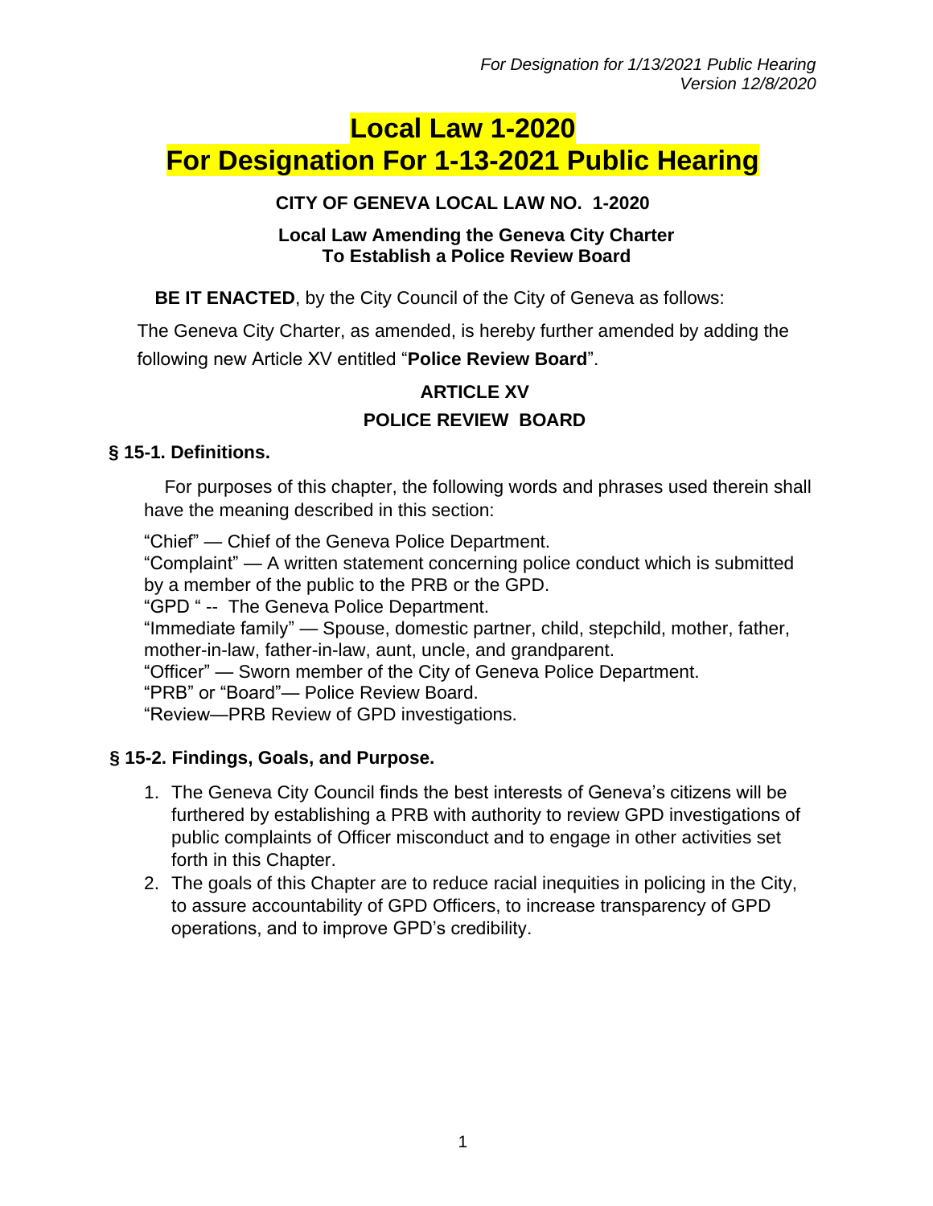*For Designation for 1/13/2021 Public Hearing*
*Version 12/8/2020*

# Local Law 1-2020
# For Designation For 1-13-2021 Public Hearing

**CITY OF GENEVA LOCAL LAW NO. 1-2020**

**Local Law Amending the Geneva City Charter**
**To Establish a Police Review Board**

**BE IT ENACTED**, by the City Council of the City of Geneva as follows:

The Geneva City Charter, as amended, is hereby further amended by adding the following new Article XV entitled "**Police Review Board**".

## ARTICLE XV
## POLICE REVIEW BOARD

### § 15-1. Definitions.

For purposes of this chapter, the following words and phrases used therein shall have the meaning described in this section:

"Chief" — Chief of the Geneva Police Department.
"Complaint" — A written statement concerning police conduct which is submitted by a member of the public to the PRB or the GPD.
"GPD " -- The Geneva Police Department.
"Immediate family" — Spouse, domestic partner, child, stepchild, mother, father, mother-in-law, father-in-law, aunt, uncle, and grandparent.
"Officer" — Sworn member of the City of Geneva Police Department.
"PRB" or "Board"— Police Review Board.
"Review—PRB Review of GPD investigations.

### § 15-2. Findings, Goals, and Purpose.

1. The Geneva City Council finds the best interests of Geneva's citizens will be furthered by establishing a PRB with authority to review GPD investigations of public complaints of Officer misconduct and to engage in other activities set forth in this Chapter.
2. The goals of this Chapter are to reduce racial inequities in policing in the City, to assure accountability of GPD Officers, to increase transparency of GPD operations, and to improve GPD's credibility.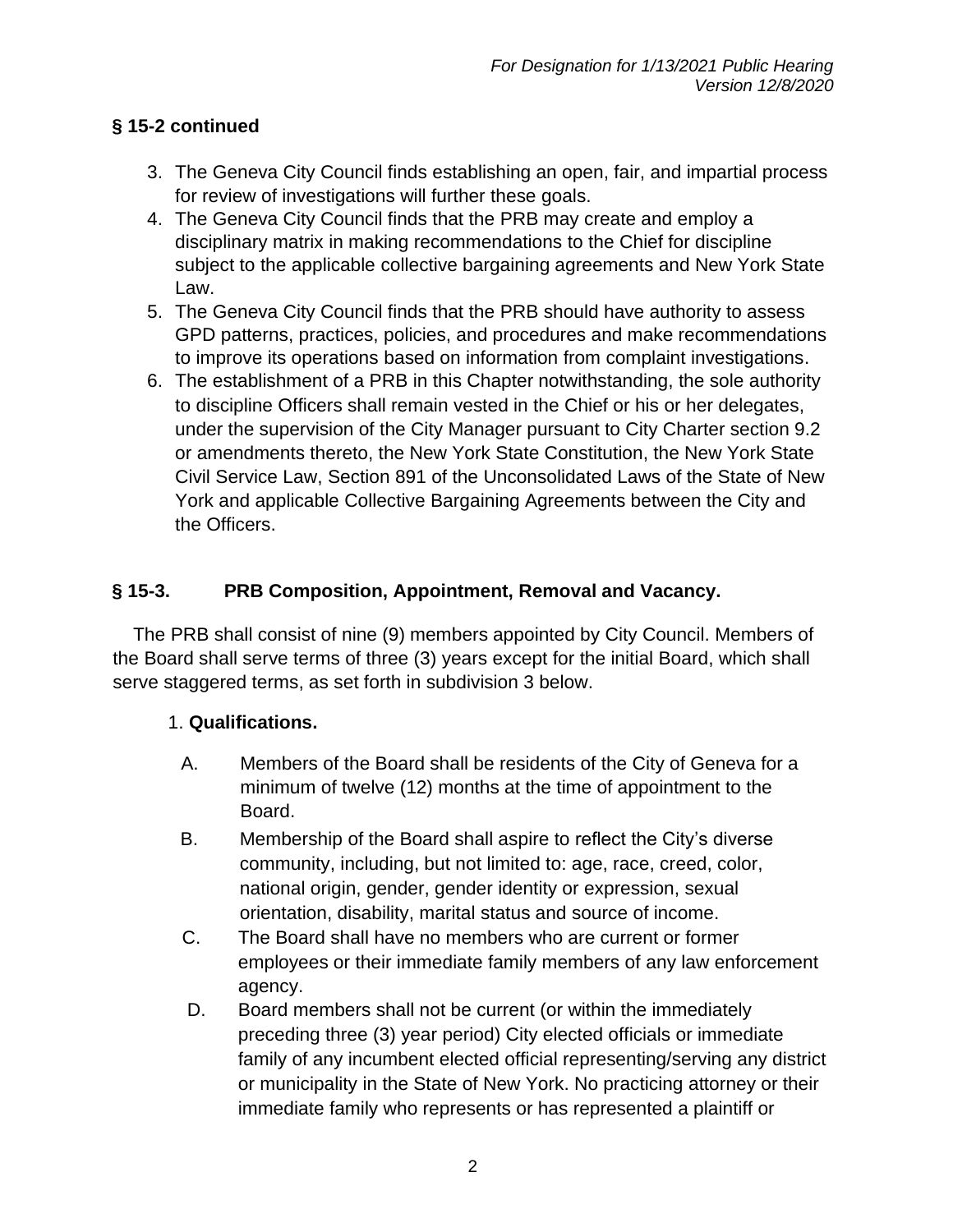## § 15-2 continued

3. The Geneva City Council finds establishing an open, fair, and impartial process for review of investigations will further these goals.
4. The Geneva City Council finds that the PRB may create and employ a disciplinary matrix in making recommendations to the Chief for discipline subject to the applicable collective bargaining agreements and New York State Law.
5. The Geneva City Council finds that the PRB should have authority to assess GPD patterns, practices, policies, and procedures and make recommendations to improve its operations based on information from complaint investigations.
6. The establishment of a PRB in this Chapter notwithstanding, the sole authority to discipline Officers shall remain vested in the Chief or his or her delegates, under the supervision of the City Manager pursuant to City Charter section 9.2 or amendments thereto, the New York State Constitution, the New York State Civil Service Law, Section 891 of the Unconsolidated Laws of the State of New York and applicable Collective Bargaining Agreements between the City and the Officers.

## § 15-3. PRB Composition, Appointment, Removal and Vacancy.

The PRB shall consist of nine (9) members appointed by City Council. Members of the Board shall serve terms of three (3) years except for the initial Board, which shall serve staggered terms, as set forth in subdivision 3 below.

1. **Qualifications.**

   A. Members of the Board shall be residents of the City of Geneva for a minimum of twelve (12) months at the time of appointment to the Board.

   B. Membership of the Board shall aspire to reflect the City's diverse community, including, but not limited to: age, race, creed, color, national origin, gender, gender identity or expression, sexual orientation, disability, marital status and source of income.

   C. The Board shall have no members who are current or former employees or their immediate family members of any law enforcement agency.

   D. Board members shall not be current (or within the immediately preceding three (3) year period) City elected officials or immediate family of any incumbent elected official representing/serving any district or municipality in the State of New York. No practicing attorney or their immediate family who represents or has represented a plaintiff or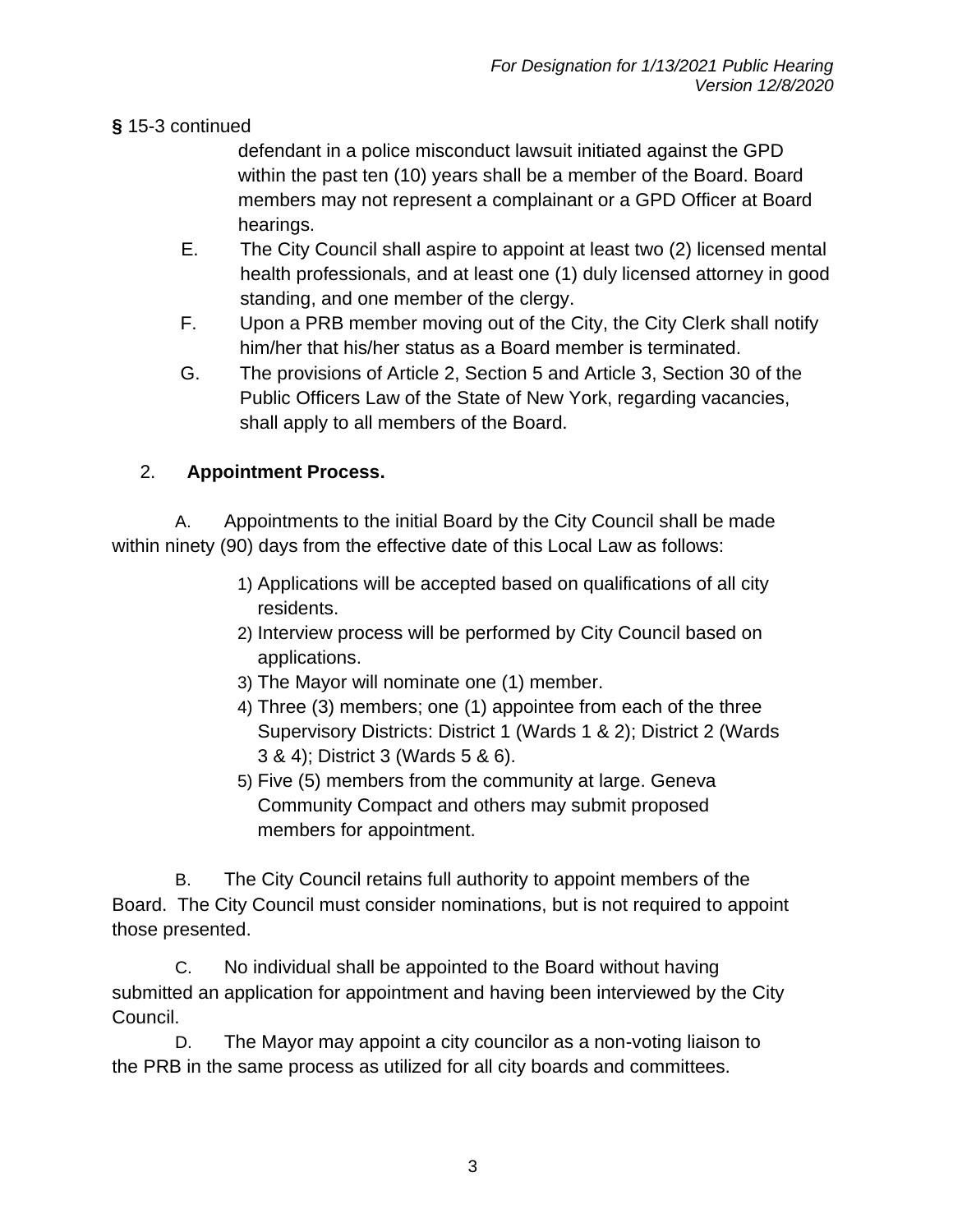**§** 15-3 continued

defendant in a police misconduct lawsuit initiated against the GPD within the past ten (10) years shall be a member of the Board. Board members may not represent a complainant or a GPD Officer at Board hearings.

E. The City Council shall aspire to appoint at least two (2) licensed mental health professionals, and at least one (1) duly licensed attorney in good standing, and one member of the clergy.

F. Upon a PRB member moving out of the City, the City Clerk shall notify him/her that his/her status as a Board member is terminated.

G. The provisions of Article 2, Section 5 and Article 3, Section 30 of the Public Officers Law of the State of New York, regarding vacancies, shall apply to all members of the Board.

2. **Appointment Process.**

A. Appointments to the initial Board by the City Council shall be made within ninety (90) days from the effective date of this Local Law as follows:

1) Applications will be accepted based on qualifications of all city residents.
2) Interview process will be performed by City Council based on applications.
3) The Mayor will nominate one (1) member.
4) Three (3) members; one (1) appointee from each of the three Supervisory Districts: District 1 (Wards 1 & 2); District 2 (Wards 3 & 4); District 3 (Wards 5 & 6).
5) Five (5) members from the community at large. Geneva Community Compact and others may submit proposed members for appointment.

B. The City Council retains full authority to appoint members of the Board. The City Council must consider nominations, but is not required to appoint those presented.

C. No individual shall be appointed to the Board without having submitted an application for appointment and having been interviewed by the City Council.

D. The Mayor may appoint a city councilor as a non-voting liaison to the PRB in the same process as utilized for all city boards and committees.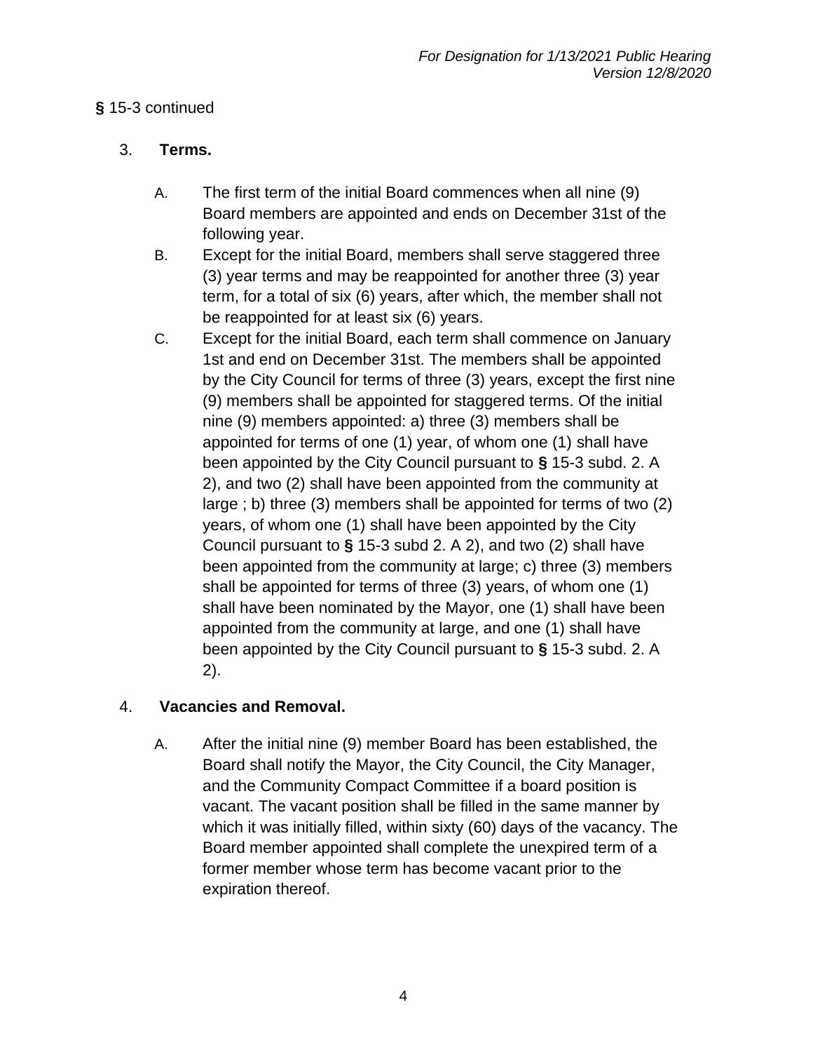**§** 15-3 continued

3. **Terms.**

   A. The first term of the initial Board commences when all nine (9) Board members are appointed and ends on December 31st of the following year.

   B. Except for the initial Board, members shall serve staggered three (3) year terms and may be reappointed for another three (3) year term, for a total of six (6) years, after which, the member shall not be reappointed for at least six (6) years.

   C. Except for the initial Board, each term shall commence on January 1st and end on December 31st. The members shall be appointed by the City Council for terms of three (3) years, except the first nine (9) members shall be appointed for staggered terms. Of the initial nine (9) members appointed: a) three (3) members shall be appointed for terms of one (1) year, of whom one (1) shall have been appointed by the City Council pursuant to **§** 15-3 subd. 2. A 2), and two (2) shall have been appointed from the community at large ; b) three (3) members shall be appointed for terms of two (2) years, of whom one (1) shall have been appointed by the City Council pursuant to **§** 15-3 subd 2. A 2), and two (2) shall have been appointed from the community at large; c) three (3) members shall be appointed for terms of three (3) years, of whom one (1) shall have been nominated by the Mayor, one (1) shall have been appointed from the community at large, and one (1) shall have been appointed by the City Council pursuant to **§** 15-3 subd. 2. A 2).

4. **Vacancies and Removal.**

   A. After the initial nine (9) member Board has been established, the Board shall notify the Mayor, the City Council, the City Manager, and the Community Compact Committee if a board position is vacant. The vacant position shall be filled in the same manner by which it was initially filled, within sixty (60) days of the vacancy. The Board member appointed shall complete the unexpired term of a former member whose term has become vacant prior to the expiration thereof.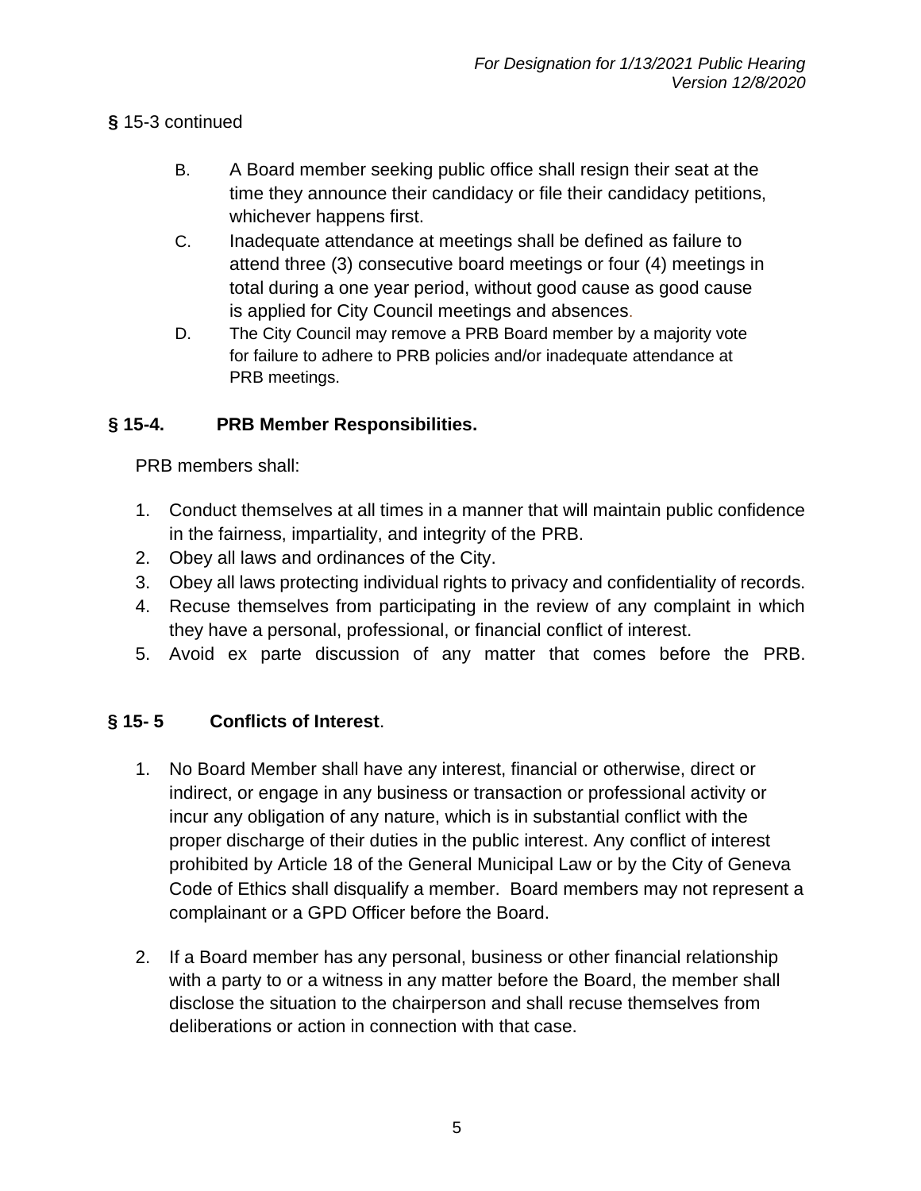**§** 15-3 continued

B. A Board member seeking public office shall resign their seat at the time they announce their candidacy or file their candidacy petitions, whichever happens first.

C. Inadequate attendance at meetings shall be defined as failure to attend three (3) consecutive board meetings or four (4) meetings in total during a one year period, without good cause as good cause is applied for City Council meetings and absences.

D. The City Council may remove a PRB Board member by a majority vote for failure to adhere to PRB policies and/or inadequate attendance at PRB meetings.

## § 15-4. PRB Member Responsibilities.

PRB members shall:

1. Conduct themselves at all times in a manner that will maintain public confidence in the fairness, impartiality, and integrity of the PRB.
2. Obey all laws and ordinances of the City.
3. Obey all laws protecting individual rights to privacy and confidentiality of records.
4. Recuse themselves from participating in the review of any complaint in which they have a personal, professional, or financial conflict of interest.
5. Avoid ex parte discussion of any matter that comes before the PRB.

## § 15- 5 Conflicts of Interest.

1. No Board Member shall have any interest, financial or otherwise, direct or indirect, or engage in any business or transaction or professional activity or incur any obligation of any nature, which is in substantial conflict with the proper discharge of their duties in the public interest. Any conflict of interest prohibited by Article 18 of the General Municipal Law or by the City of Geneva Code of Ethics shall disqualify a member. Board members may not represent a complainant or a GPD Officer before the Board.

2. If a Board member has any personal, business or other financial relationship with a party to or a witness in any matter before the Board, the member shall disclose the situation to the chairperson and shall recuse themselves from deliberations or action in connection with that case.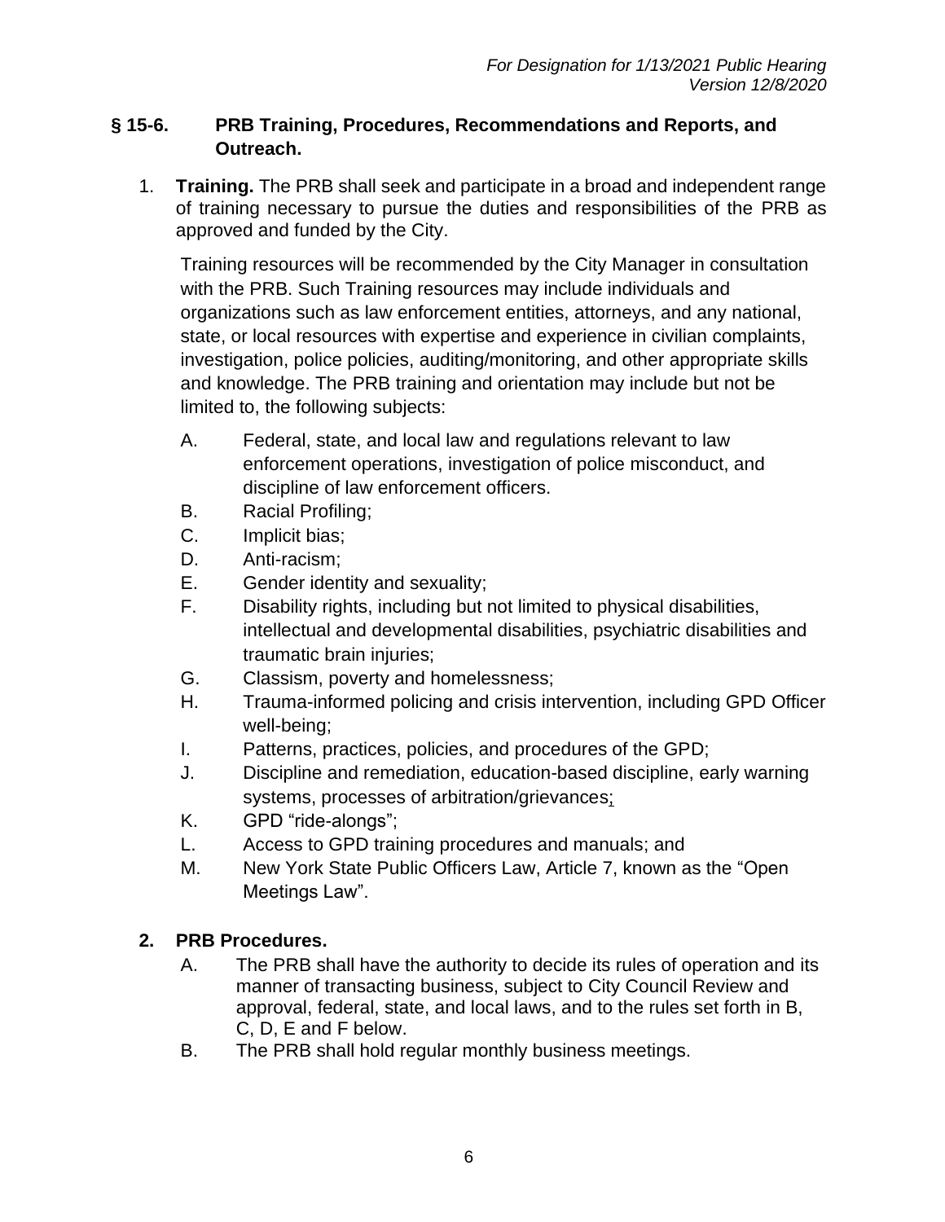## § 15-6. PRB Training, Procedures, Recommendations and Reports, and Outreach.

1. **Training.** The PRB shall seek and participate in a broad and independent range of training necessary to pursue the duties and responsibilities of the PRB as approved and funded by the City.

   Training resources will be recommended by the City Manager in consultation with the PRB. Such Training resources may include individuals and organizations such as law enforcement entities, attorneys, and any national, state, or local resources with expertise and experience in civilian complaints, investigation, police policies, auditing/monitoring, and other appropriate skills and knowledge. The PRB training and orientation may include but not be limited to, the following subjects:

   A. Federal, state, and local law and regulations relevant to law enforcement operations, investigation of police misconduct, and discipline of law enforcement officers.
   B. Racial Profiling;
   C. Implicit bias;
   D. Anti-racism;
   E. Gender identity and sexuality;
   F. Disability rights, including but not limited to physical disabilities, intellectual and developmental disabilities, psychiatric disabilities and traumatic brain injuries;
   G. Classism, poverty and homelessness;
   H. Trauma-informed policing and crisis intervention, including GPD Officer well-being;
   I. Patterns, practices, policies, and procedures of the GPD;
   J. Discipline and remediation, education-based discipline, early warning systems, processes of arbitration/grievances;
   K. GPD "ride-alongs";
   L. Access to GPD training procedures and manuals; and
   M. New York State Public Officers Law, Article 7, known as the "Open Meetings Law".

2. **PRB Procedures.**

   A. The PRB shall have the authority to decide its rules of operation and its manner of transacting business, subject to City Council Review and approval, federal, state, and local laws, and to the rules set forth in B, C, D, E and F below.
   B. The PRB shall hold regular monthly business meetings.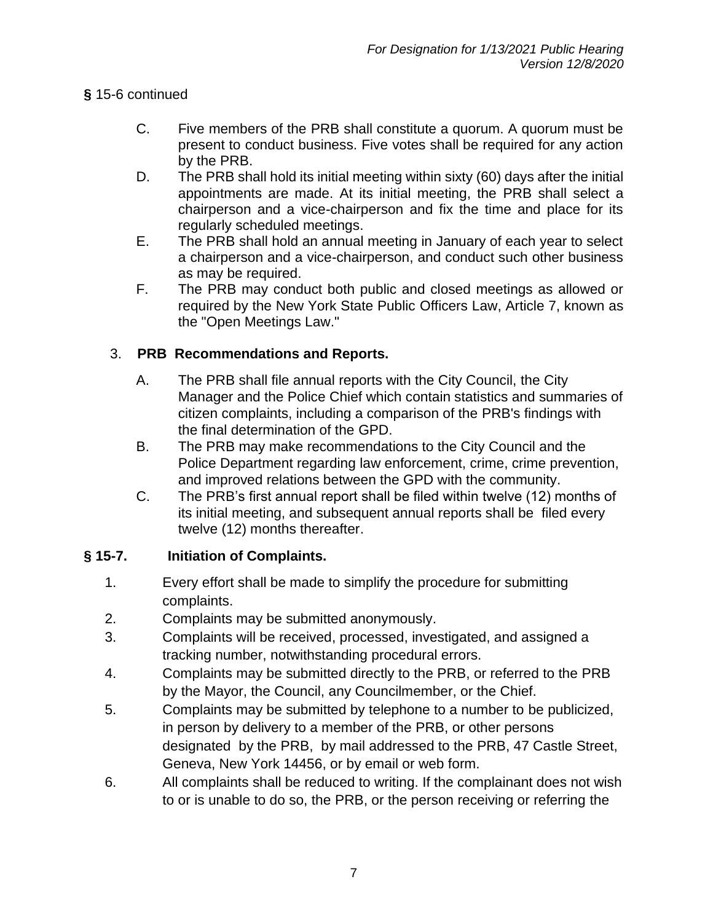**§** 15-6 continued

C. Five members of the PRB shall constitute a quorum. A quorum must be present to conduct business. Five votes shall be required for any action by the PRB.

D. The PRB shall hold its initial meeting within sixty (60) days after the initial appointments are made. At its initial meeting, the PRB shall select a chairperson and a vice-chairperson and fix the time and place for its regularly scheduled meetings.

E. The PRB shall hold an annual meeting in January of each year to select a chairperson and a vice-chairperson, and conduct such other business as may be required.

F. The PRB may conduct both public and closed meetings as allowed or required by the New York State Public Officers Law, Article 7, known as the "Open Meetings Law."

3. **PRB Recommendations and Reports.**

A. The PRB shall file annual reports with the City Council, the City Manager and the Police Chief which contain statistics and summaries of citizen complaints, including a comparison of the PRB's findings with the final determination of the GPD.

B. The PRB may make recommendations to the City Council and the Police Department regarding law enforcement, crime, crime prevention, and improved relations between the GPD with the community.

C. The PRB's first annual report shall be filed within twelve (12) months of its initial meeting, and subsequent annual reports shall be filed every twelve (12) months thereafter.

## § 15-7. Initiation of Complaints.

1. Every effort shall be made to simplify the procedure for submitting complaints.
2. Complaints may be submitted anonymously.
3. Complaints will be received, processed, investigated, and assigned a tracking number, notwithstanding procedural errors.
4. Complaints may be submitted directly to the PRB, or referred to the PRB by the Mayor, the Council, any Councilmember, or the Chief.
5. Complaints may be submitted by telephone to a number to be publicized, in person by delivery to a member of the PRB, or other persons designated by the PRB, by mail addressed to the PRB, 47 Castle Street, Geneva, New York 14456, or by email or web form.
6. All complaints shall be reduced to writing. If the complainant does not wish to or is unable to do so, the PRB, or the person receiving or referring the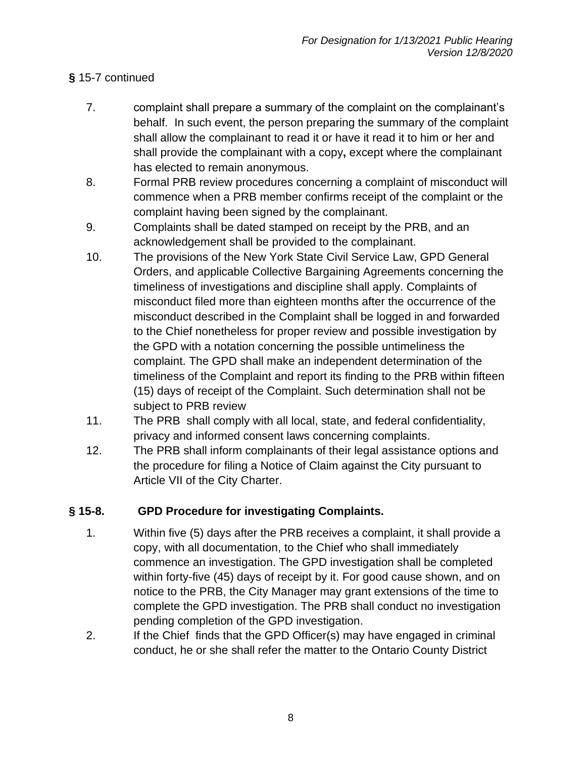*For Designation for 1/13/2021 Public Hearing*
*Version 12/8/2020*

**§** 15-7 continued

7. complaint shall prepare a summary of the complaint on the complainant's behalf. In such event, the person preparing the summary of the complaint shall allow the complainant to read it or have it read it to him or her and shall provide the complainant with a copy**,** except where the complainant has elected to remain anonymous.
8. Formal PRB review procedures concerning a complaint of misconduct will commence when a PRB member confirms receipt of the complaint or the complaint having been signed by the complainant.
9. Complaints shall be dated stamped on receipt by the PRB, and an acknowledgement shall be provided to the complainant.
10. The provisions of the New York State Civil Service Law, GPD General Orders, and applicable Collective Bargaining Agreements concerning the timeliness of investigations and discipline shall apply. Complaints of misconduct filed more than eighteen months after the occurrence of the misconduct described in the Complaint shall be logged in and forwarded to the Chief nonetheless for proper review and possible investigation by the GPD with a notation concerning the possible untimeliness the complaint. The GPD shall make an independent determination of the timeliness of the Complaint and report its finding to the PRB within fifteen (15) days of receipt of the Complaint. Such determination shall not be subject to PRB review
11. The PRB shall comply with all local, state, and federal confidentiality, privacy and informed consent laws concerning complaints.
12. The PRB shall inform complainants of their legal assistance options and the procedure for filing a Notice of Claim against the City pursuant to Article VII of the City Charter.

## § 15-8. GPD Procedure for investigating Complaints.

1. Within five (5) days after the PRB receives a complaint, it shall provide a copy, with all documentation, to the Chief who shall immediately commence an investigation. The GPD investigation shall be completed within forty-five (45) days of receipt by it. For good cause shown, and on notice to the PRB, the City Manager may grant extensions of the time to complete the GPD investigation. The PRB shall conduct no investigation pending completion of the GPD investigation.
2. If the Chief finds that the GPD Officer(s) may have engaged in criminal conduct, he or she shall refer the matter to the Ontario County District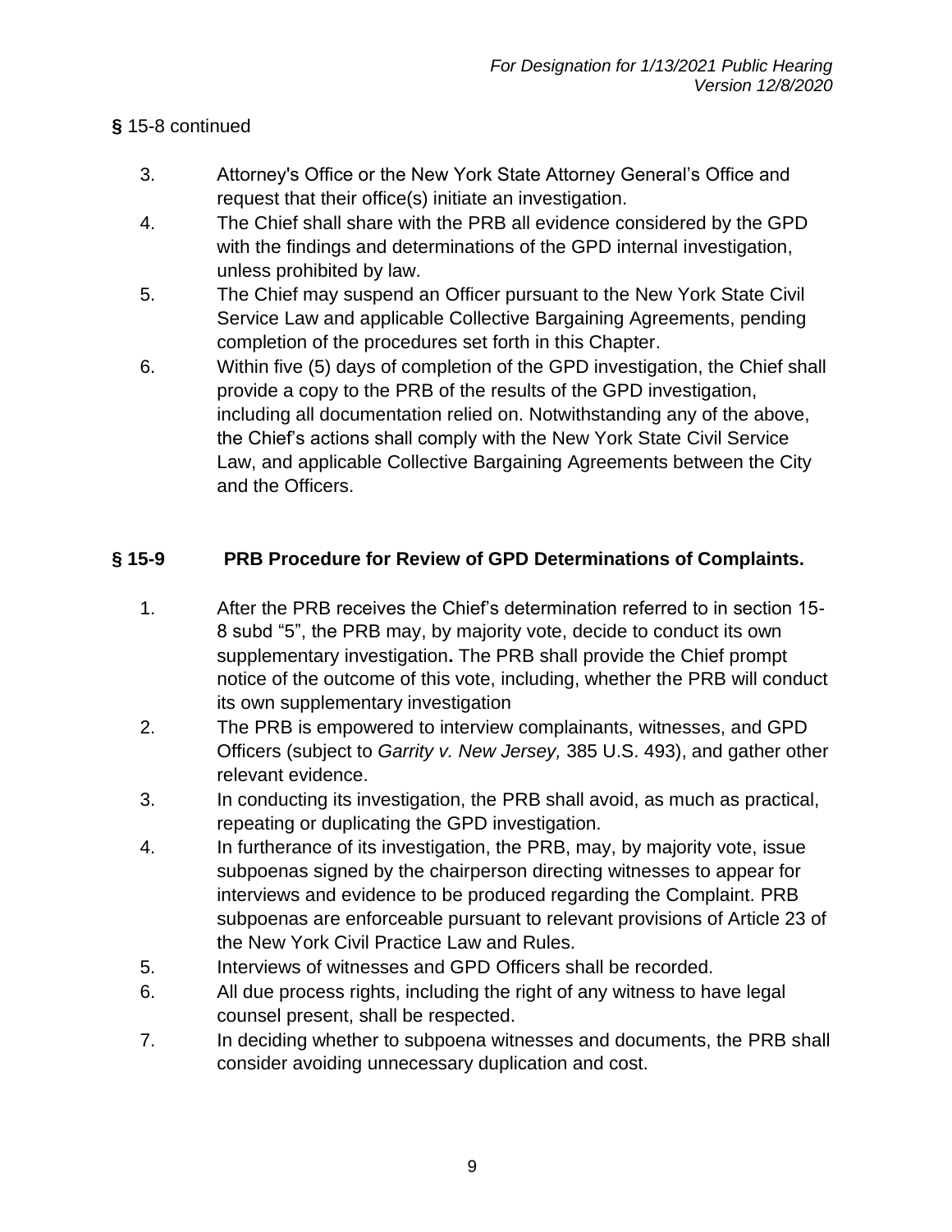**§** 15-8 continued

3. Attorney's Office or the New York State Attorney General's Office and request that their office(s) initiate an investigation.
4. The Chief shall share with the PRB all evidence considered by the GPD with the findings and determinations of the GPD internal investigation, unless prohibited by law.
5. The Chief may suspend an Officer pursuant to the New York State Civil Service Law and applicable Collective Bargaining Agreements, pending completion of the procedures set forth in this Chapter.
6. Within five (5) days of completion of the GPD investigation, the Chief shall provide a copy to the PRB of the results of the GPD investigation, including all documentation relied on. Notwithstanding any of the above, the Chief's actions shall comply with the New York State Civil Service Law, and applicable Collective Bargaining Agreements between the City and the Officers.

## § 15-9 PRB Procedure for Review of GPD Determinations of Complaints.

1. After the PRB receives the Chief's determination referred to in section 15-8 subd "5", the PRB may, by majority vote, decide to conduct its own supplementary investigation**.** The PRB shall provide the Chief prompt notice of the outcome of this vote, including, whether the PRB will conduct its own supplementary investigation
2. The PRB is empowered to interview complainants, witnesses, and GPD Officers (subject to *Garrity v. New Jersey,* 385 U.S. 493), and gather other relevant evidence.
3. In conducting its investigation, the PRB shall avoid, as much as practical, repeating or duplicating the GPD investigation.
4. In furtherance of its investigation, the PRB, may, by majority vote, issue subpoenas signed by the chairperson directing witnesses to appear for interviews and evidence to be produced regarding the Complaint. PRB subpoenas are enforceable pursuant to relevant provisions of Article 23 of the New York Civil Practice Law and Rules.
5. Interviews of witnesses and GPD Officers shall be recorded.
6. All due process rights, including the right of any witness to have legal counsel present, shall be respected.
7. In deciding whether to subpoena witnesses and documents, the PRB shall consider avoiding unnecessary duplication and cost.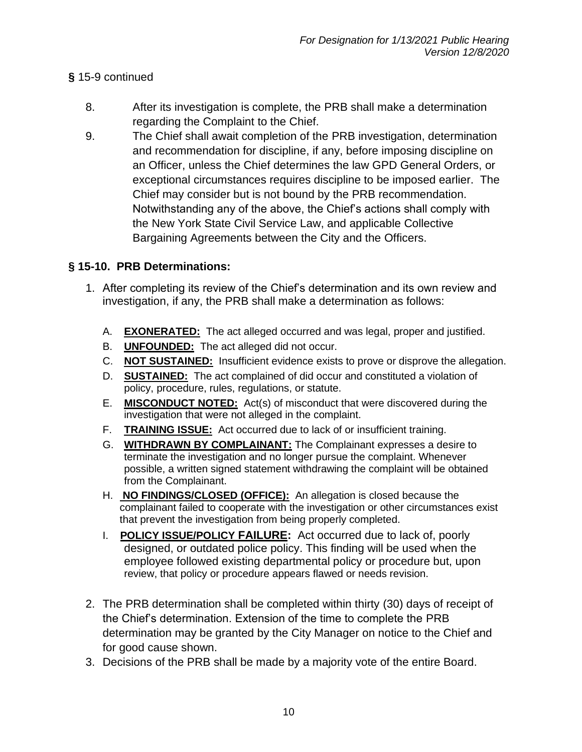**§** 15-9 continued

8. After its investigation is complete, the PRB shall make a determination regarding the Complaint to the Chief.
9. The Chief shall await completion of the PRB investigation, determination and recommendation for discipline, if any, before imposing discipline on an Officer, unless the Chief determines the law GPD General Orders, or exceptional circumstances requires discipline to be imposed earlier. The Chief may consider but is not bound by the PRB recommendation. Notwithstanding any of the above, the Chief's actions shall comply with the New York State Civil Service Law, and applicable Collective Bargaining Agreements between the City and the Officers.

## § 15-10. PRB Determinations:

1. After completing its review of the Chief's determination and its own review and investigation, if any, the PRB shall make a determination as follows:

   A. **EXONERATED:** The act alleged occurred and was legal, proper and justified.
   B. **UNFOUNDED:** The act alleged did not occur.
   C. **NOT SUSTAINED:** Insufficient evidence exists to prove or disprove the allegation.
   D. **SUSTAINED:** The act complained of did occur and constituted a violation of policy, procedure, rules, regulations, or statute.
   E. **MISCONDUCT NOTED:** Act(s) of misconduct that were discovered during the investigation that were not alleged in the complaint.
   F. **TRAINING ISSUE:** Act occurred due to lack of or insufficient training.
   G. **WITHDRAWN BY COMPLAINANT:** The Complainant expresses a desire to terminate the investigation and no longer pursue the complaint. Whenever possible, a written signed statement withdrawing the complaint will be obtained from the Complainant.
   H. **NO FINDINGS/CLOSED (OFFICE):** An allegation is closed because the complainant failed to cooperate with the investigation or other circumstances exist that prevent the investigation from being properly completed.
   I. **POLICY ISSUE/POLICY FAILURE:** Act occurred due to lack of, poorly designed, or outdated police policy. This finding will be used when the employee followed existing departmental policy or procedure but, upon review, that policy or procedure appears flawed or needs revision.

2. The PRB determination shall be completed within thirty (30) days of receipt of the Chief's determination. Extension of the time to complete the PRB determination may be granted by the City Manager on notice to the Chief and for good cause shown.
3. Decisions of the PRB shall be made by a majority vote of the entire Board.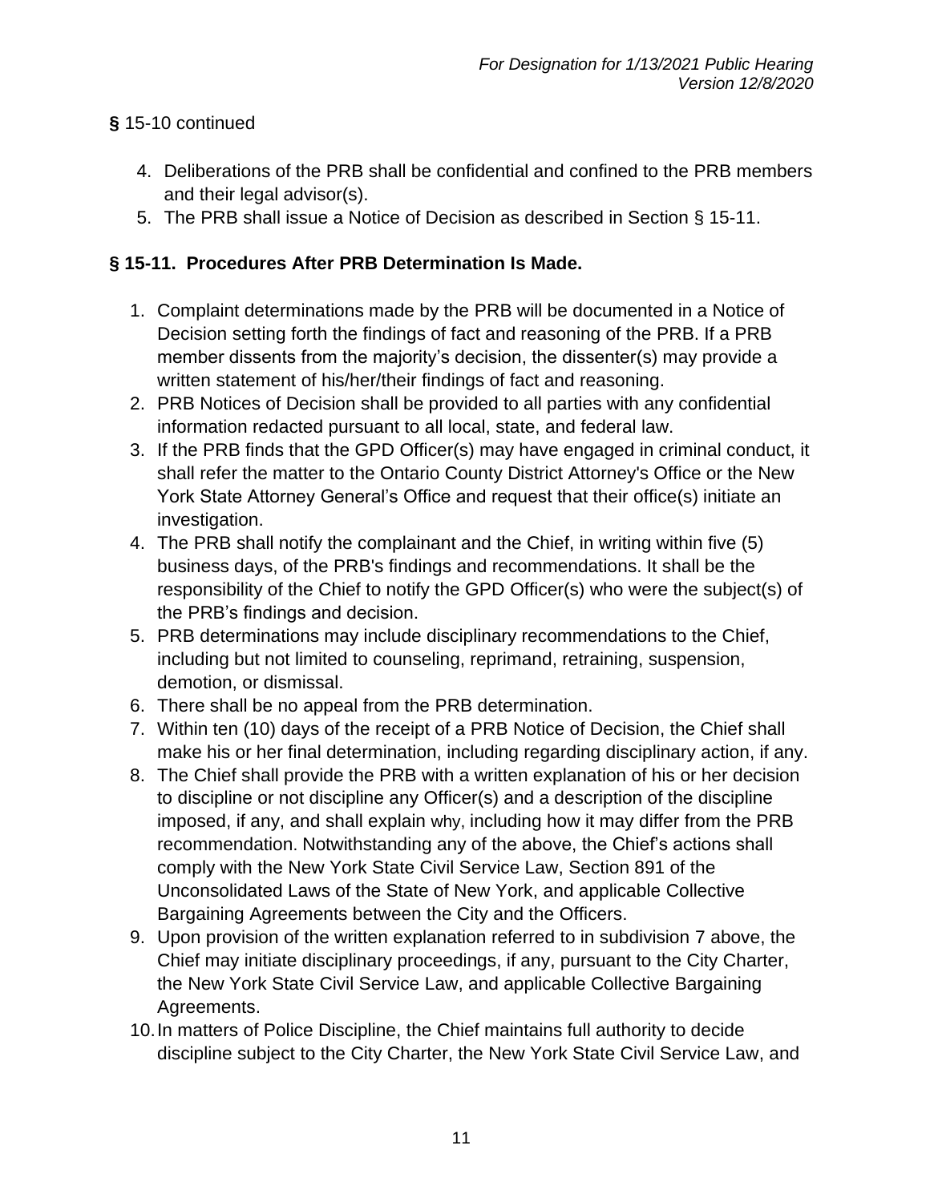**§** 15-10 continued

4. Deliberations of the PRB shall be confidential and confined to the PRB members and their legal advisor(s).
5. The PRB shall issue a Notice of Decision as described in Section § 15-11.

## § 15-11. Procedures After PRB Determination Is Made.

1. Complaint determinations made by the PRB will be documented in a Notice of Decision setting forth the findings of fact and reasoning of the PRB. If a PRB member dissents from the majority's decision, the dissenter(s) may provide a written statement of his/her/their findings of fact and reasoning.
2. PRB Notices of Decision shall be provided to all parties with any confidential information redacted pursuant to all local, state, and federal law.
3. If the PRB finds that the GPD Officer(s) may have engaged in criminal conduct, it shall refer the matter to the Ontario County District Attorney's Office or the New York State Attorney General's Office and request that their office(s) initiate an investigation.
4. The PRB shall notify the complainant and the Chief, in writing within five (5) business days, of the PRB's findings and recommendations. It shall be the responsibility of the Chief to notify the GPD Officer(s) who were the subject(s) of the PRB's findings and decision.
5. PRB determinations may include disciplinary recommendations to the Chief, including but not limited to counseling, reprimand, retraining, suspension, demotion, or dismissal.
6. There shall be no appeal from the PRB determination.
7. Within ten (10) days of the receipt of a PRB Notice of Decision, the Chief shall make his or her final determination, including regarding disciplinary action, if any.
8. The Chief shall provide the PRB with a written explanation of his or her decision to discipline or not discipline any Officer(s) and a description of the discipline imposed, if any, and shall explain why, including how it may differ from the PRB recommendation. Notwithstanding any of the above, the Chief's actions shall comply with the New York State Civil Service Law, Section 891 of the Unconsolidated Laws of the State of New York, and applicable Collective Bargaining Agreements between the City and the Officers.
9. Upon provision of the written explanation referred to in subdivision 7 above, the Chief may initiate disciplinary proceedings, if any, pursuant to the City Charter, the New York State Civil Service Law, and applicable Collective Bargaining Agreements.
10. In matters of Police Discipline, the Chief maintains full authority to decide discipline subject to the City Charter, the New York State Civil Service Law, and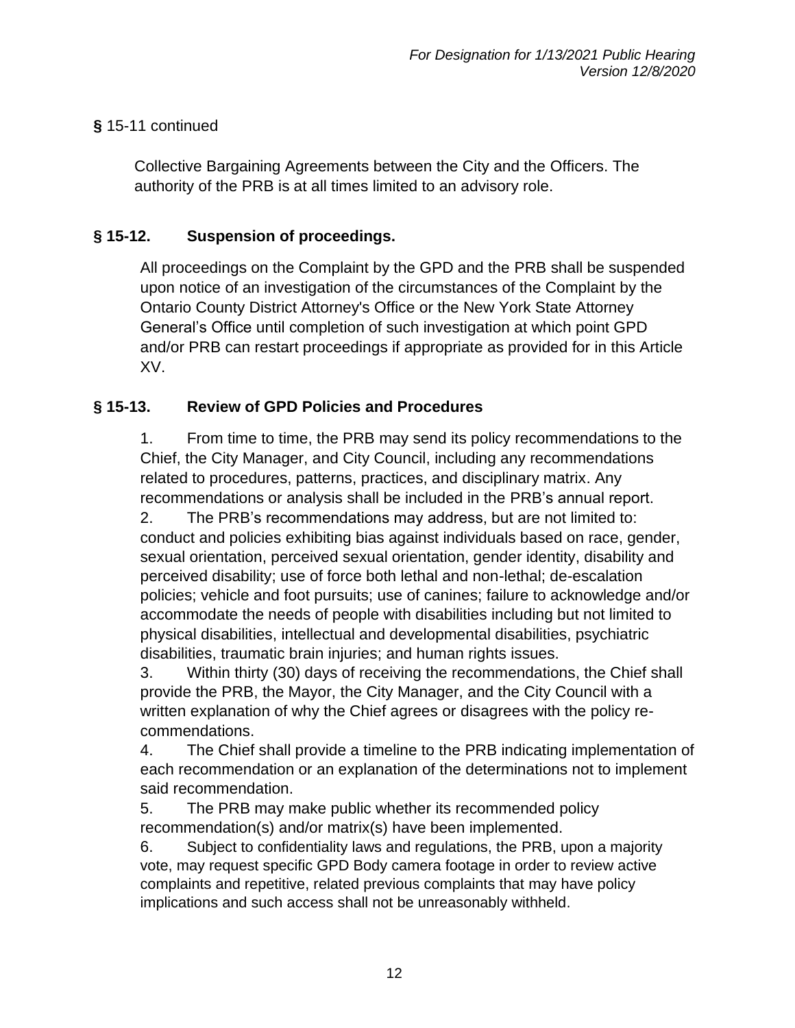**§** 15-11 continued

Collective Bargaining Agreements between the City and the Officers. The authority of the PRB is at all times limited to an advisory role.

## § 15-12. Suspension of proceedings.

All proceedings on the Complaint by the GPD and the PRB shall be suspended upon notice of an investigation of the circumstances of the Complaint by the Ontario County District Attorney's Office or the New York State Attorney General's Office until completion of such investigation at which point GPD and/or PRB can restart proceedings if appropriate as provided for in this Article XV.

## § 15-13. Review of GPD Policies and Procedures

1. From time to time, the PRB may send its policy recommendations to the Chief, the City Manager, and City Council, including any recommendations related to procedures, patterns, practices, and disciplinary matrix. Any recommendations or analysis shall be included in the PRB's annual report.
2. The PRB's recommendations may address, but are not limited to: conduct and policies exhibiting bias against individuals based on race, gender, sexual orientation, perceived sexual orientation, gender identity, disability and perceived disability; use of force both lethal and non-lethal; de-escalation policies; vehicle and foot pursuits; use of canines; failure to acknowledge and/or accommodate the needs of people with disabilities including but not limited to physical disabilities, intellectual and developmental disabilities, psychiatric disabilities, traumatic brain injuries; and human rights issues.
3. Within thirty (30) days of receiving the recommendations, the Chief shall provide the PRB, the Mayor, the City Manager, and the City Council with a written explanation of why the Chief agrees or disagrees with the policy re-commendations.
4. The Chief shall provide a timeline to the PRB indicating implementation of each recommendation or an explanation of the determinations not to implement said recommendation.
5. The PRB may make public whether its recommended policy recommendation(s) and/or matrix(s) have been implemented.
6. Subject to confidentiality laws and regulations, the PRB, upon a majority vote, may request specific GPD Body camera footage in order to review active complaints and repetitive, related previous complaints that may have policy implications and such access shall not be unreasonably withheld.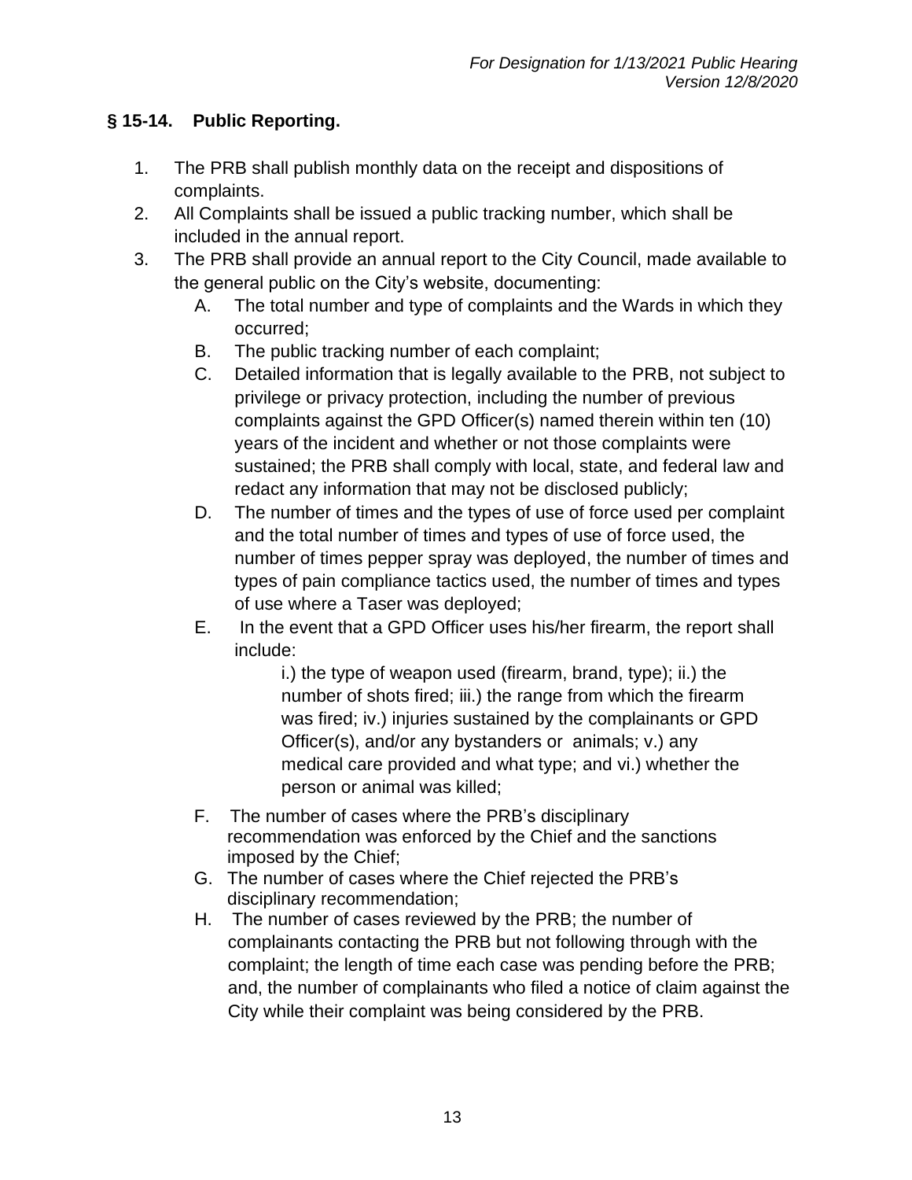## § 15-14. Public Reporting.

1. The PRB shall publish monthly data on the receipt and dispositions of complaints.
2. All Complaints shall be issued a public tracking number, which shall be included in the annual report.
3. The PRB shall provide an annual report to the City Council, made available to the general public on the City's website, documenting:
   - A. The total number and type of complaints and the Wards in which they occurred;
   - B. The public tracking number of each complaint;
   - C. Detailed information that is legally available to the PRB, not subject to privilege or privacy protection, including the number of previous complaints against the GPD Officer(s) named therein within ten (10) years of the incident and whether or not those complaints were sustained; the PRB shall comply with local, state, and federal law and redact any information that may not be disclosed publicly;
   - D. The number of times and the types of use of force used per complaint and the total number of times and types of use of force used, the number of times pepper spray was deployed, the number of times and types of pain compliance tactics used, the number of times and types of use where a Taser was deployed;
   - E. In the event that a GPD Officer uses his/her firearm, the report shall include:

     i.) the type of weapon used (firearm, brand, type); ii.) the number of shots fired; iii.) the range from which the firearm was fired; iv.) injuries sustained by the complainants or GPD Officer(s), and/or any bystanders or animals; v.) any medical care provided and what type; and vi.) whether the person or animal was killed;
   - F. The number of cases where the PRB's disciplinary recommendation was enforced by the Chief and the sanctions imposed by the Chief;
   - G. The number of cases where the Chief rejected the PRB's disciplinary recommendation;
   - H. The number of cases reviewed by the PRB; the number of complainants contacting the PRB but not following through with the complaint; the length of time each case was pending before the PRB; and, the number of complainants who filed a notice of claim against the City while their complaint was being considered by the PRB.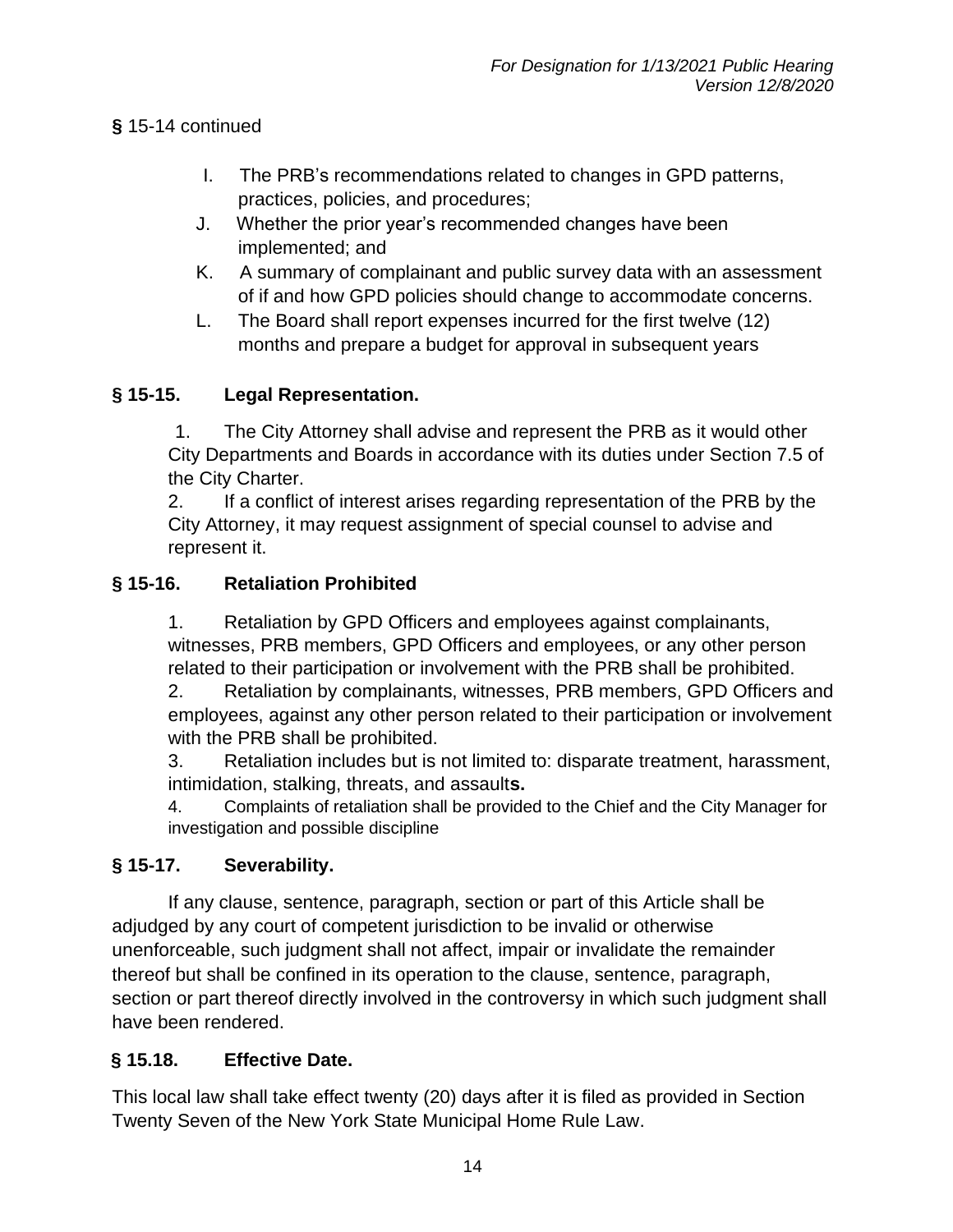**§** 15-14 continued

I. The PRB's recommendations related to changes in GPD patterns, practices, policies, and procedures;

J. Whether the prior year's recommended changes have been implemented; and

K. A summary of complainant and public survey data with an assessment of if and how GPD policies should change to accommodate concerns.

L. The Board shall report expenses incurred for the first twelve (12) months and prepare a budget for approval in subsequent years

## § 15-15. Legal Representation.

1. The City Attorney shall advise and represent the PRB as it would other City Departments and Boards in accordance with its duties under Section 7.5 of the City Charter.
2. If a conflict of interest arises regarding representation of the PRB by the City Attorney, it may request assignment of special counsel to advise and represent it.

## § 15-16. Retaliation Prohibited

1. Retaliation by GPD Officers and employees against complainants, witnesses, PRB members, GPD Officers and employees, or any other person related to their participation or involvement with the PRB shall be prohibited.
2. Retaliation by complainants, witnesses, PRB members, GPD Officers and employees, against any other person related to their participation or involvement with the PRB shall be prohibited.
3. Retaliation includes but is not limited to: disparate treatment, harassment, intimidation, stalking, threats, and assault**s.**
4. Complaints of retaliation shall be provided to the Chief and the City Manager for investigation and possible discipline

## § 15-17. Severability.

If any clause, sentence, paragraph, section or part of this Article shall be adjudged by any court of competent jurisdiction to be invalid or otherwise unenforceable, such judgment shall not affect, impair or invalidate the remainder thereof but shall be confined in its operation to the clause, sentence, paragraph, section or part thereof directly involved in the controversy in which such judgment shall have been rendered.

## § 15.18. Effective Date.

This local law shall take effect twenty (20) days after it is filed as provided in Section Twenty Seven of the New York State Municipal Home Rule Law.